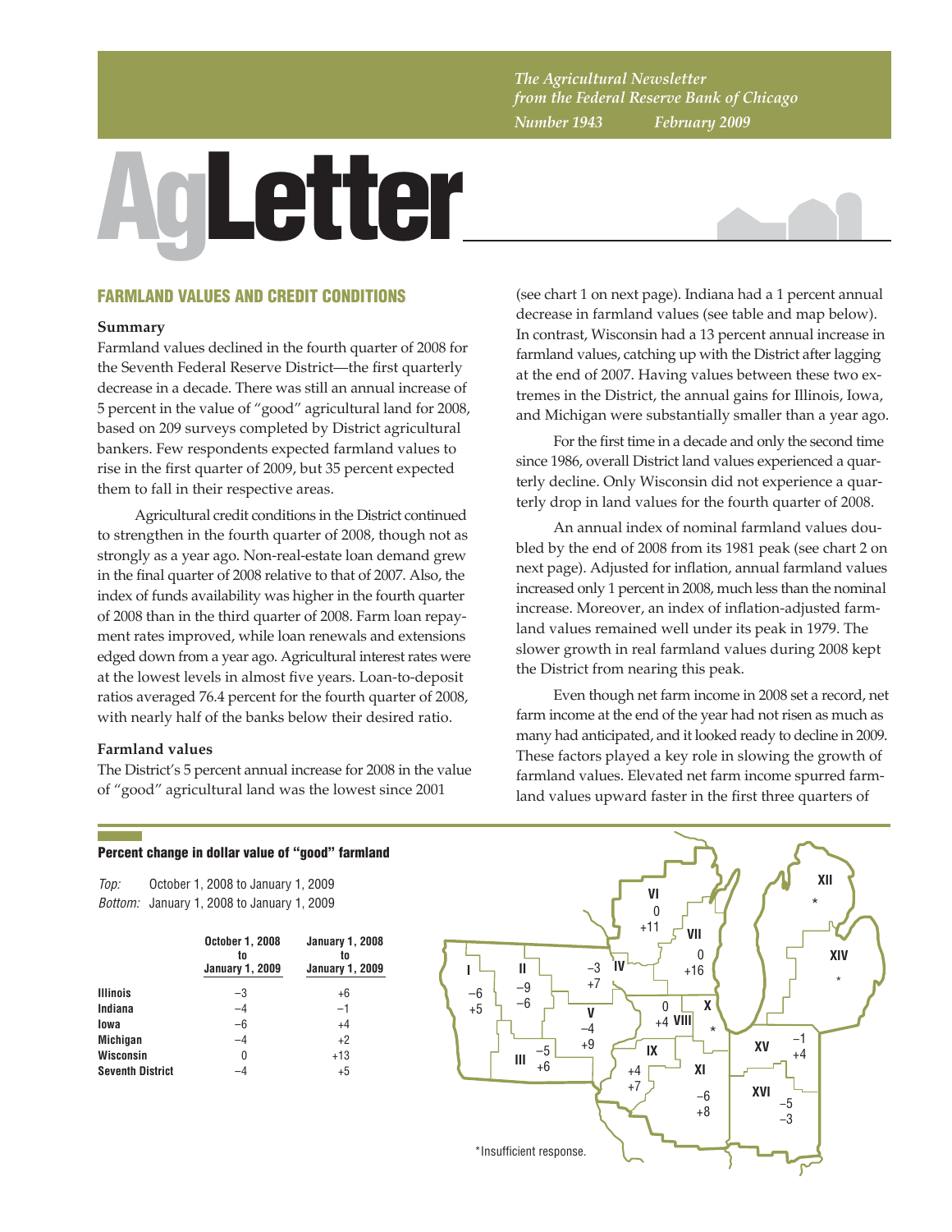*The Agricultural Newsletter from the Federal Reserve Bank of Chicago*

*Number 1943 February 2009*

# AgLetter

## FARMLAND VALUES AND CREDIT CONDITIONS

### Summary

Farmland values declined in the fourth quarter of 2008 for the Seventh Federal Reserve District—the first quarterly decrease in a decade. There was still an annual increase of 5 percent in the value of "good" agricultural land for 2008, based on 209 surveys completed by District agricultural bankers. Few respondents expected farmland values to rise in the first quarter of 2009, but 35 percent expected them to fall in their respective areas.

Agricultural credit conditions in the District continued to strengthen in the fourth quarter of 2008, though not as strongly as a year ago. Non-real-estate loan demand grew in the final quarter of 2008 relative to that of 2007. Also, the index of funds availability was higher in the fourth quarter of 2008 than in the third quarter of 2008. Farm loan repayment rates improved, while loan renewals and extensions edged down from a year ago. Agricultural interest rates were at the lowest levels in almost five years. Loan-to-deposit ratios averaged 76.4 percent for the fourth quarter of 2008, with nearly half of the banks below their desired ratio.

### Farmland values

The District's 5 percent annual increase for 2008 in the value of "good" agricultural land was the lowest since 2001 (see chart 1 on next page). Indiana had a 1 percent annual decrease in farmland values (see table and map below). In contrast, Wisconsin had a 13 percent annual increase in farmland values, catching up with the District after lagging at the end of 2007. Having values between these two extremes in the District, the annual gains for Illinois, Iowa, and Michigan were substantially smaller than a year ago.

For the first time in a decade and only the second time since 1986, overall District land values experienced a quarterly decline. Only Wisconsin did not experience a quarterly drop in land values for the fourth quarter of 2008.

An annual index of nominal farmland values doubled by the end of 2008 from its 1981 peak (see chart 2 on next page). Adjusted for inflation, annual farmland values increased only 1 percent in 2008, much less than the nominal increase. Moreover, an index of inflation-adjusted farmland values remained well under its peak in 1979. The slower growth in real farmland values during 2008 kept the District from nearing this peak.

Even though net farm income in 2008 set a record, net farm income at the end of the year had not risen as much as many had anticipated, and it looked ready to decline in 2009. These factors played a key role in slowing the growth of farmland values. Elevated net farm income spurred farmland values upward faster in the first three quarters of

**Percent change in dollar value of "good" farmland**

*Top:* October 1, 2008 to January 1, 2009
*Bottom:* January 1, 2008 to January 1, 2009

| | October 1, 2008 to January 1, 2009 | January 1, 2008 to January 1, 2009 |
|---|---|---|
| Illinois | −3 | +6 |
| Indiana | −4 | −1 |
| Iowa | −6 | +4 |
| Michigan | −4 | +2 |
| Wisconsin | 0 | +13 |
| Seventh District | −4 | +5 |

| District | Top | Bottom |
|---|---|---|
| I | −6 | +5 |
| II | −9 | −6 |
| III | −5 | +6 |
| IV | −3 | +7 |
| V | −4 | +9 |
| VI | 0 | +11 |
| VII | 0 | +16 |
| VIII | 0 | +4 |
| IX | +4 | +7 |
| X | * | * |
| XI | −6 | +8 |
| XII | * | * |
| XIV | * | * |
| XV | −1 | +4 |
| XVI | −5 | −3 |

*Insufficient response.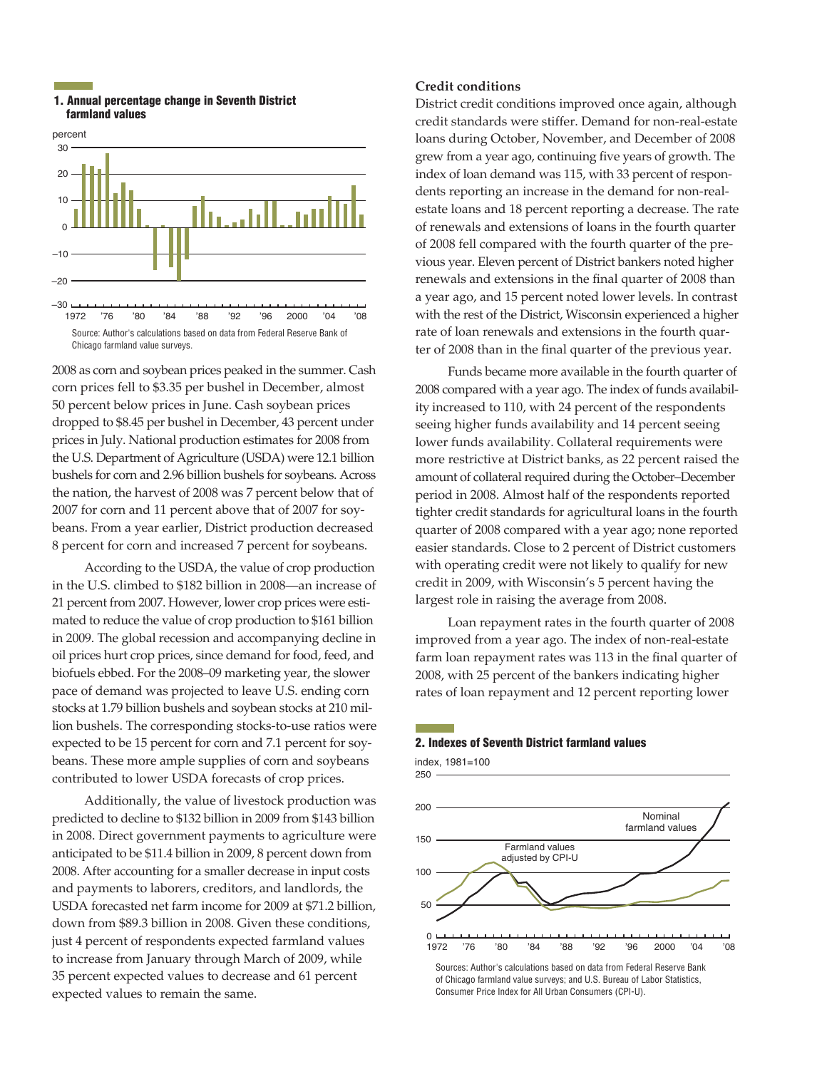**1. Annual percentage change in Seventh District farmland values**

Source: Author's calculations based on data from Federal Reserve Bank of Chicago farmland value surveys.

2008 as corn and soybean prices peaked in the summer. Cash corn prices fell to $3.35 per bushel in December, almost 50 percent below prices in June. Cash soybean prices dropped to $8.45 per bushel in December, 43 percent under prices in July. National production estimates for 2008 from the U.S. Department of Agriculture (USDA) were 12.1 billion bushels for corn and 2.96 billion bushels for soybeans. Across the nation, the harvest of 2008 was 7 percent below that of 2007 for corn and 11 percent above that of 2007 for soybeans. From a year earlier, District production decreased 8 percent for corn and increased 7 percent for soybeans.

According to the USDA, the value of crop production in the U.S. climbed to $182 billion in 2008—an increase of 21 percent from 2007. However, lower crop prices were estimated to reduce the value of crop production to $161 billion in 2009. The global recession and accompanying decline in oil prices hurt crop prices, since demand for food, feed, and biofuels ebbed. For the 2008–09 marketing year, the slower pace of demand was projected to leave U.S. ending corn stocks at 1.79 billion bushels and soybean stocks at 210 million bushels. The corresponding stocks-to-use ratios were expected to be 15 percent for corn and 7.1 percent for soybeans. These more ample supplies of corn and soybeans contributed to lower USDA forecasts of crop prices.

Additionally, the value of livestock production was predicted to decline to $132 billion in 2009 from $143 billion in 2008. Direct government payments to agriculture were anticipated to be $11.4 billion in 2009, 8 percent down from 2008. After accounting for a smaller decrease in input costs and payments to laborers, creditors, and landlords, the USDA forecasted net farm income for 2009 at $71.2 billion, down from $89.3 billion in 2008. Given these conditions, just 4 percent of respondents expected farmland values to increase from January through March of 2009, while 35 percent expected values to decrease and 61 percent expected values to remain the same.

**Credit conditions**

District credit conditions improved once again, although credit standards were stiffer. Demand for non-real-estate loans during October, November, and December of 2008 grew from a year ago, continuing five years of growth. The index of loan demand was 115, with 33 percent of respondents reporting an increase in the demand for non-real-estate loans and 18 percent reporting a decrease. The rate of renewals and extensions of loans in the fourth quarter of 2008 fell compared with the fourth quarter of the previous year. Eleven percent of District bankers noted higher renewals and extensions in the final quarter of 2008 than a year ago, and 15 percent noted lower levels. In contrast with the rest of the District, Wisconsin experienced a higher rate of loan renewals and extensions in the fourth quarter of 2008 than in the final quarter of the previous year.

Funds became more available in the fourth quarter of 2008 compared with a year ago. The index of funds availability increased to 110, with 24 percent of the respondents seeing higher funds availability and 14 percent seeing lower funds availability. Collateral requirements were more restrictive at District banks, as 22 percent raised the amount of collateral required during the October–December period in 2008. Almost half of the respondents reported tighter credit standards for agricultural loans in the fourth quarter of 2008 compared with a year ago; none reported easier standards. Close to 2 percent of District customers with operating credit were not likely to qualify for new credit in 2009, with Wisconsin's 5 percent having the largest role in raising the average from 2008.

Loan repayment rates in the fourth quarter of 2008 improved from a year ago. The index of non-real-estate farm loan repayment rates was 113 in the final quarter of 2008, with 25 percent of the bankers indicating higher rates of loan repayment and 12 percent reporting lower

**2. Indexes of Seventh District farmland values**

Sources: Author's calculations based on data from Federal Reserve Bank of Chicago farmland value surveys; and U.S. Bureau of Labor Statistics, Consumer Price Index for All Urban Consumers (CPI-U).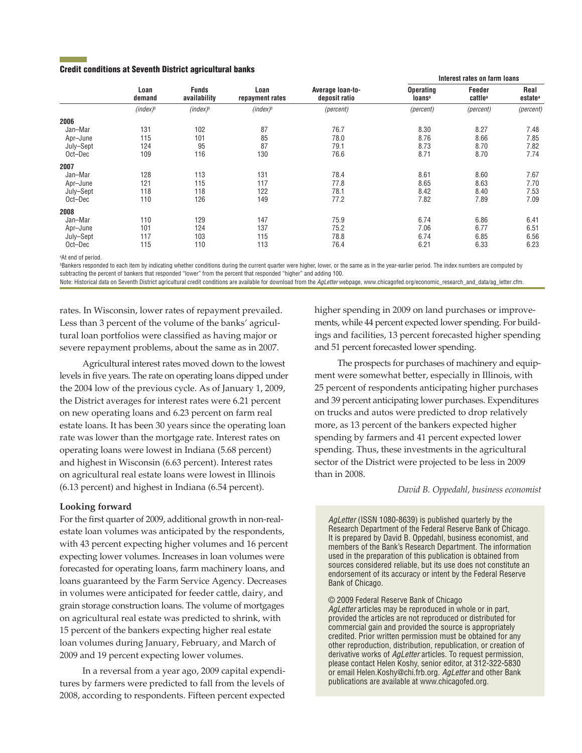### Credit conditions at Seventh District agricultural banks

| | Loan demand | Funds availability | Loan repayment rates | Average loan-to-deposit ratio | Interest rates on farm loans | | |
|---|---|---|---|---|---|---|---|
| | | | | | Operating loans[a] | Feeder cattle[a] | Real estate[a] |
| | *(index)*[b] | *(index)*[b] | *(index)*[b] | *(percent)* | *(percent)* | *(percent)* | *(percent)* |
| **2006** | | | | | | | |
| Jan–Mar | 131 | 102 | 87 | 76.7 | 8.30 | 8.27 | 7.48 |
| Apr–June | 115 | 101 | 85 | 78.0 | 8.76 | 8.66 | 7.85 |
| July–Sept | 124 | 95 | 87 | 79.1 | 8.73 | 8.70 | 7.82 |
| Oct–Dec | 109 | 116 | 130 | 76.6 | 8.71 | 8.70 | 7.74 |
| **2007** | | | | | | | |
| Jan–Mar | 128 | 113 | 131 | 78.4 | 8.61 | 8.60 | 7.67 |
| Apr–June | 121 | 115 | 117 | 77.8 | 8.65 | 8.63 | 7.70 |
| July–Sept | 118 | 118 | 122 | 78.1 | 8.42 | 8.40 | 7.53 |
| Oct–Dec | 110 | 126 | 149 | 77.2 | 7.82 | 7.89 | 7.09 |
| **2008** | | | | | | | |
| Jan–Mar | 110 | 129 | 147 | 75.9 | 6.74 | 6.86 | 6.41 |
| Apr–June | 101 | 124 | 137 | 75.2 | 7.06 | 6.77 | 6.51 |
| July–Sept | 117 | 103 | 115 | 78.8 | 6.74 | 6.85 | 6.56 |
| Oct–Dec | 115 | 110 | 113 | 76.4 | 6.21 | 6.33 | 6.23 |

[a]At end of period.

[b]Bankers responded to each item by indicating whether conditions during the current quarter were higher, lower, or the same as in the year-earlier period. The index numbers are computed by subtracting the percent of bankers that responded "lower" from the percent that responded "higher" and adding 100.

Note: Historical data on Seventh District agricultural credit conditions are available for download from the *AgLetter* webpage, www.chicagofed.org/economic_research_and_data/ag_letter.cfm.

rates. In Wisconsin, lower rates of repayment prevailed. Less than 3 percent of the volume of the banks' agricultural loan portfolios were classified as having major or severe repayment problems, about the same as in 2007.

Agricultural interest rates moved down to the lowest levels in five years. The rate on operating loans dipped under the 2004 low of the previous cycle. As of January 1, 2009, the District averages for interest rates were 6.21 percent on new operating loans and 6.23 percent on farm real estate loans. It has been 30 years since the operating loan rate was lower than the mortgage rate. Interest rates on operating loans were lowest in Indiana (5.68 percent) and highest in Wisconsin (6.63 percent). Interest rates on agricultural real estate loans were lowest in Illinois (6.13 percent) and highest in Indiana (6.54 percent).

**Looking forward**

For the first quarter of 2009, additional growth in non-real-estate loan volumes was anticipated by the respondents, with 43 percent expecting higher volumes and 16 percent expecting lower volumes. Increases in loan volumes were forecasted for operating loans, farm machinery loans, and loans guaranteed by the Farm Service Agency. Decreases in volumes were anticipated for feeder cattle, dairy, and grain storage construction loans. The volume of mortgages on agricultural real estate was predicted to shrink, with 15 percent of the bankers expecting higher real estate loan volumes during January, February, and March of 2009 and 19 percent expecting lower volumes.

In a reversal from a year ago, 2009 capital expenditures by farmers were predicted to fall from the levels of 2008, according to respondents. Fifteen percent expected higher spending in 2009 on land purchases or improvements, while 44 percent expected lower spending. For buildings and facilities, 13 percent forecasted higher spending and 51 percent forecasted lower spending.

The prospects for purchases of machinery and equipment were somewhat better, especially in Illinois, with 25 percent of respondents anticipating higher purchases and 39 percent anticipating lower purchases. Expenditures on trucks and autos were predicted to drop relatively more, as 13 percent of the bankers expected higher spending by farmers and 41 percent expected lower spending. Thus, these investments in the agricultural sector of the District were projected to be less in 2009 than in 2008.

*David B. Oppedahl, business economist*

*AgLetter* (ISSN 1080-8639) is published quarterly by the Research Department of the Federal Reserve Bank of Chicago. It is prepared by David B. Oppedahl, business economist, and members of the Bank's Research Department. The information used in the preparation of this publication is obtained from sources considered reliable, but its use does not constitute an endorsement of its accuracy or intent by the Federal Reserve Bank of Chicago.

© 2009 Federal Reserve Bank of Chicago
*AgLetter* articles may be reproduced in whole or in part, provided the articles are not reproduced or distributed for commercial gain and provided the source is appropriately credited. Prior written permission must be obtained for any other reproduction, distribution, republication, or creation of derivative works of *AgLetter* articles. To request permission, please contact Helen Koshy, senior editor, at 312-322-5830 or email Helen.Koshy@chi.frb.org. *AgLetter* and other Bank publications are available at www.chicagofed.org.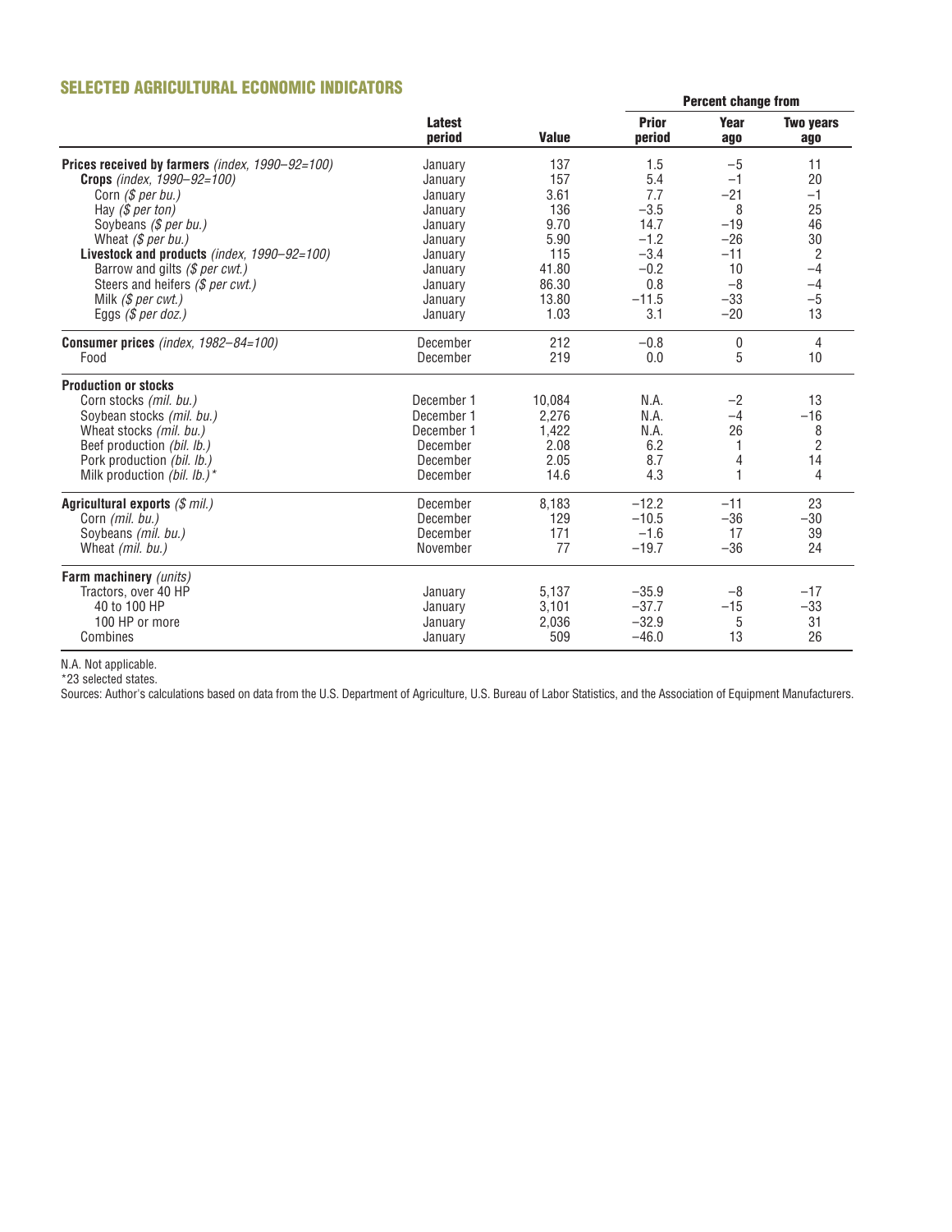## SELECTED AGRICULTURAL ECONOMIC INDICATORS

| | Latest period | Value | Percent change from Prior period | Year ago | Two years ago |
|---|---|---|---|---|---|
| **Prices received by farmers** *(index, 1990–92=100)* | January | 137 | 1.5 | −5 | 11 |
| **Crops** *(index, 1990–92=100)* | January | 157 | 5.4 | −1 | 20 |
| Corn *($ per bu.)* | January | 3.61 | 7.7 | −21 | −1 |
| Hay *($ per ton)* | January | 136 | −3.5 | 8 | 25 |
| Soybeans *($ per bu.)* | January | 9.70 | 14.7 | −19 | 46 |
| Wheat *($ per bu.)* | January | 5.90 | −1.2 | −26 | 30 |
| **Livestock and products** *(index, 1990–92=100)* | January | 115 | −3.4 | −11 | 2 |
| Barrow and gilts *($ per cwt.)* | January | 41.80 | −0.2 | 10 | −4 |
| Steers and heifers *($ per cwt.)* | January | 86.30 | 0.8 | −8 | −4 |
| Milk *($ per cwt.)* | January | 13.80 | −11.5 | −33 | −5 |
| Eggs *($ per doz.)* | January | 1.03 | 3.1 | −20 | 13 |
| **Consumer prices** *(index, 1982–84=100)* | December | 212 | −0.8 | 0 | 4 |
| Food | December | 219 | 0.0 | 5 | 10 |
| **Production or stocks** | | | | | |
| Corn stocks *(mil. bu.)* | December 1 | 10,084 | N.A. | −2 | 13 |
| Soybean stocks *(mil. bu.)* | December 1 | 2,276 | N.A. | −4 | −16 |
| Wheat stocks *(mil. bu.)* | December 1 | 1,422 | N.A. | 26 | 8 |
| Beef production *(bil. lb.)* | December | 2.08 | 6.2 | 1 | 2 |
| Pork production *(bil. lb.)* | December | 2.05 | 8.7 | 4 | 14 |
| Milk production *(bil. lb.)** | December | 14.6 | 4.3 | 1 | 4 |
| **Agricultural exports** *($ mil.)* | December | 8,183 | −12.2 | −11 | 23 |
| Corn *(mil. bu.)* | December | 129 | −10.5 | −36 | −30 |
| Soybeans *(mil. bu.)* | December | 171 | −1.6 | 17 | 39 |
| Wheat *(mil. bu.)* | November | 77 | −19.7 | −36 | 24 |
| **Farm machinery** *(units)* | | | | | |
| Tractors, over 40 HP | January | 5,137 | −35.9 | −8 | −17 |
| 40 to 100 HP | January | 3,101 | −37.7 | −15 | −33 |
| 100 HP or more | January | 2,036 | −32.9 | 5 | 31 |
| Combines | January | 509 | −46.0 | 13 | 26 |

N.A. Not applicable.

*23 selected states.

Sources: Author's calculations based on data from the U.S. Department of Agriculture, U.S. Bureau of Labor Statistics, and the Association of Equipment Manufacturers.